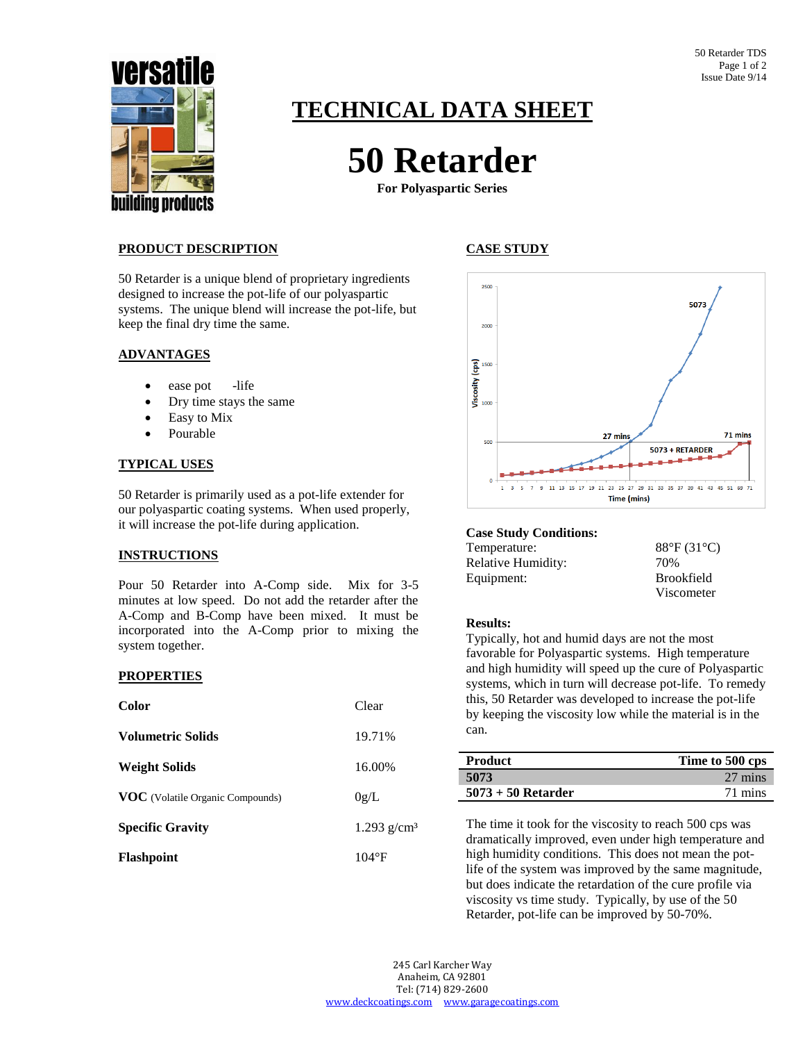# TECHNICAL DATA SHEET

# 50 Retarder

**For Polyaspartic Series**

## PRODUCT DESCRIPTION

50 Retarder is a unique blend of proprietary ingredients designed to increase the pot-life of our polyaspartic systems. The unique blend will increase the pot-life, but keep the final dry time the same.

## ADVANTAGES

- ease pot -life
- Dry time stays the same
- Easy to Mix
- Pourable

## TYPICAL USES

50 Retarder is primarily used as a pot-life extender for our polyaspartic coating systems. When used properly, it will increase the pot-life during application.

## INSTRUCTIONS

Pour 50 Retarder into A-Comp side. Mix for 3-5 minutes at low speed. Do not add the retarder after the A-Comp and B-Comp have been mixed. It must be incorporated into the A-Comp prior to mixing the system together.

## PROPERTIES

| | |
|---|---|
| **Color** | Clear |
| **Volumetric Solids** | 19.71% |
| **Weight Solids** | 16.00% |
| **VOC** (Volatile Organic Compounds) | 0g/L |
| **Specific Gravity** | 1.293 g/cm³ |
| **Flashpoint** | 104°F |

## CASE STUDY

**Case Study Conditions:**

| | |
|---|---|
| Temperature: | 88°F (31°C) |
| Relative Humidity: | 70% |
| Equipment: | Brookfield Viscometer |

**Results:**

Typically, hot and humid days are not the most favorable for Polyaspartic systems. High temperature and high humidity will speed up the cure of Polyaspartic systems, which in turn will decrease pot-life. To remedy this, 50 Retarder was developed to increase the pot-life by keeping the viscosity low while the material is in the can.

| Product | Time to 500 cps |
|---|---|
| **5073** | 27 mins |
| **5073 + 50 Retarder** | 71 mins |

The time it took for the viscosity to reach 500 cps was dramatically improved, even under high temperature and high humidity conditions. This does not mean the pot-life of the system was improved by the same magnitude, but does indicate the retardation of the cure profile via viscosity vs time study. Typically, by use of the 50 Retarder, pot-life can be improved by 50-70%.

245 Carl Karcher Way
Anaheim, CA 92801
Tel: (714) 829-2600
www.deckcoatings.com www.garagecoatings.com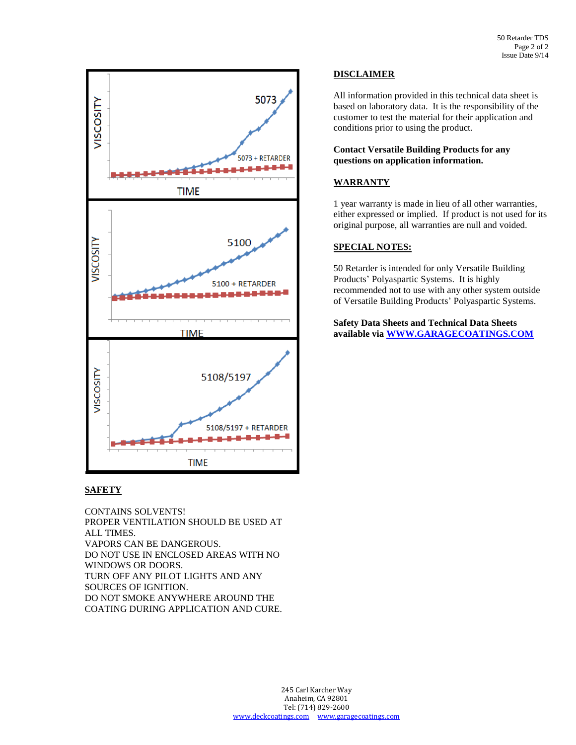VISCOSITY

5073

5073 + RETARDER

TIME

VISCOSITY

5100

5100 + RETARDER

TIME

VISCOSITY

5108/5197

5108/5197 + RETARDER

TIME

## SAFETY

CONTAINS SOLVENTS!
PROPER VENTILATION SHOULD BE USED AT ALL TIMES.
VAPORS CAN BE DANGEROUS.
DO NOT USE IN ENCLOSED AREAS WITH NO WINDOWS OR DOORS.
TURN OFF ANY PILOT LIGHTS AND ANY SOURCES OF IGNITION.
DO NOT SMOKE ANYWHERE AROUND THE COATING DURING APPLICATION AND CURE.

## DISCLAIMER

All information provided in this technical data sheet is based on laboratory data. It is the responsibility of the customer to test the material for their application and conditions prior to using the product.

**Contact Versatile Building Products for any questions on application information.**

## WARRANTY

1 year warranty is made in lieu of all other warranties, either expressed or implied. If product is not used for its original purpose, all warranties are null and voided.

## SPECIAL NOTES:

50 Retarder is intended for only Versatile Building Products' Polyaspartic Systems. It is highly recommended not to use with any other system outside of Versatile Building Products' Polyaspartic Systems.

**Safety Data Sheets and Technical Data Sheets available via WWW.GARAGECOATINGS.COM**

245 Carl Karcher Way
Anaheim, CA 92801
Tel: (714) 829-2600
www.deckcoatings.com www.garagecoatings.com